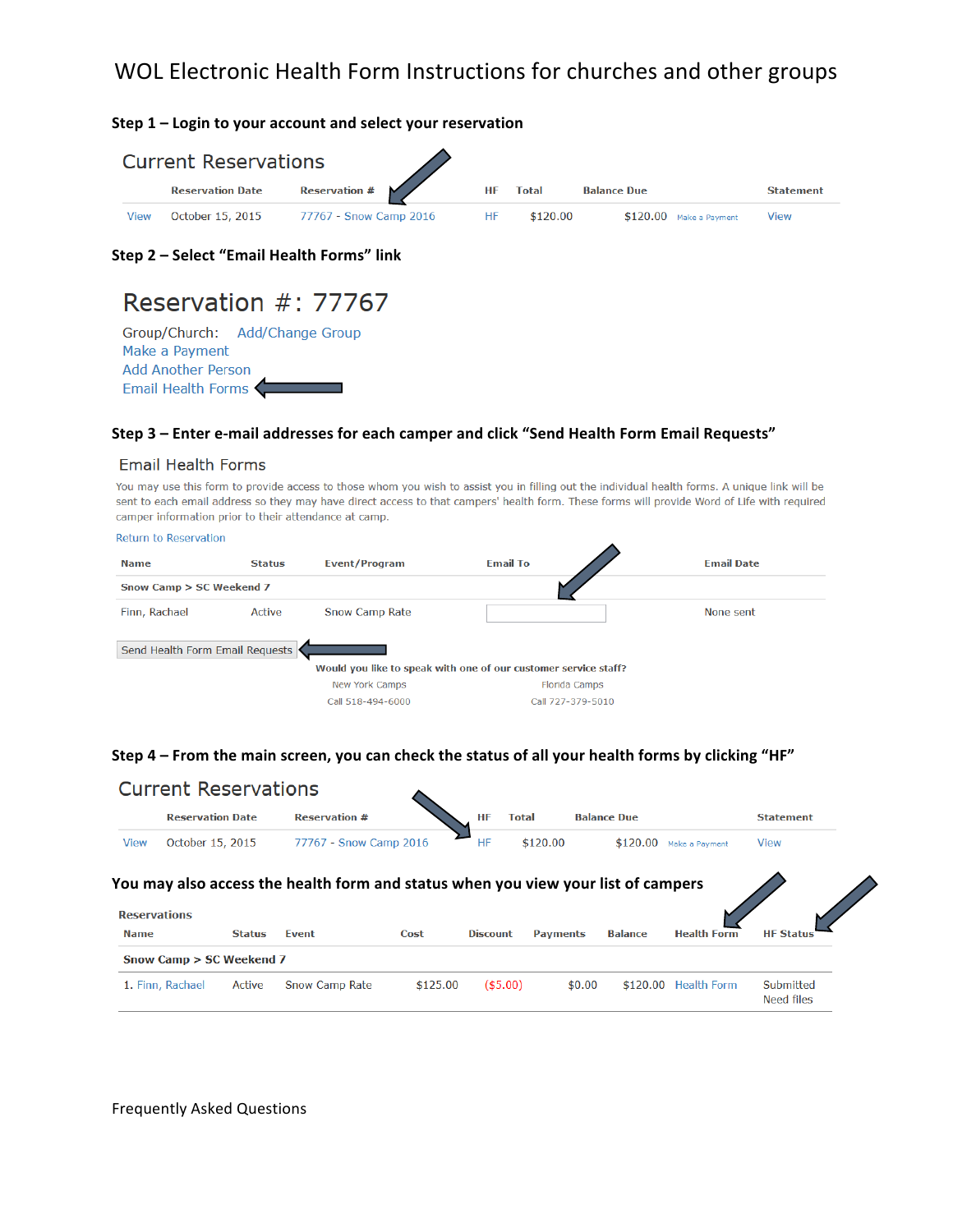# WOL Electronic Health Form Instructions for churches and other groups

### Step 1 – Login to your account and select your reservation

## Current Reservations

| | Reservation Date | Reservation # | HF | Total | Balance Due | | Statement |
|---|---|---|---|---|---|---|---|
| View | October 15, 2015 | 77767 - Snow Camp 2016 | HF | $120.00 | $120.00 | Make a Payment | View |

### Step 2 – Select "Email Health Forms" link

## Reservation #: 77767

Group/Church: Add/Change Group
Make a Payment
Add Another Person
Email Health Forms

### Step 3 – Enter e-mail addresses for each camper and click "Send Health Form Email Requests"

## Email Health Forms

You may use this form to provide access to those whom you wish to assist you in filling out the individual health forms. A unique link will be sent to each email address so they may have direct access to that campers' health form. These forms will provide Word of Life with required camper information prior to their attendance at camp.

Return to Reservation

| Name | Status | Event/Program | Email To | Email Date |
|---|---|---|---|---|
| **Snow Camp > SC Weekend 7** | | | | |
| Finn, Rachael | Active | Snow Camp Rate | | None sent |

Send Health Form Email Requests

**Would you like to speak with one of our customer service staff?**

New York Camps
Call 518-494-6000

Florida Camps
Call 727-379-5010

### Step 4 – From the main screen, you can check the status of all your health forms by clicking "HF"

## Current Reservations

| | Reservation Date | Reservation # | HF | Total | Balance Due | | Statement |
|---|---|---|---|---|---|---|---|
| View | October 15, 2015 | 77767 - Snow Camp 2016 | HF | $120.00 | $120.00 | Make a Payment | View |

### You may also access the health form and status when you view your list of campers

**Reservations**

| Name | Status | Event | Cost | Discount | Payments | Balance | Health Form | HF Status |
|---|---|---|---|---|---|---|---|---|
| **Snow Camp > SC Weekend 7** | | | | | | | | |
| 1. Finn, Rachael | Active | Snow Camp Rate | $125.00 | ($5.00) | $0.00 | $120.00 | Health Form | Submitted Need files |

Frequently Asked Questions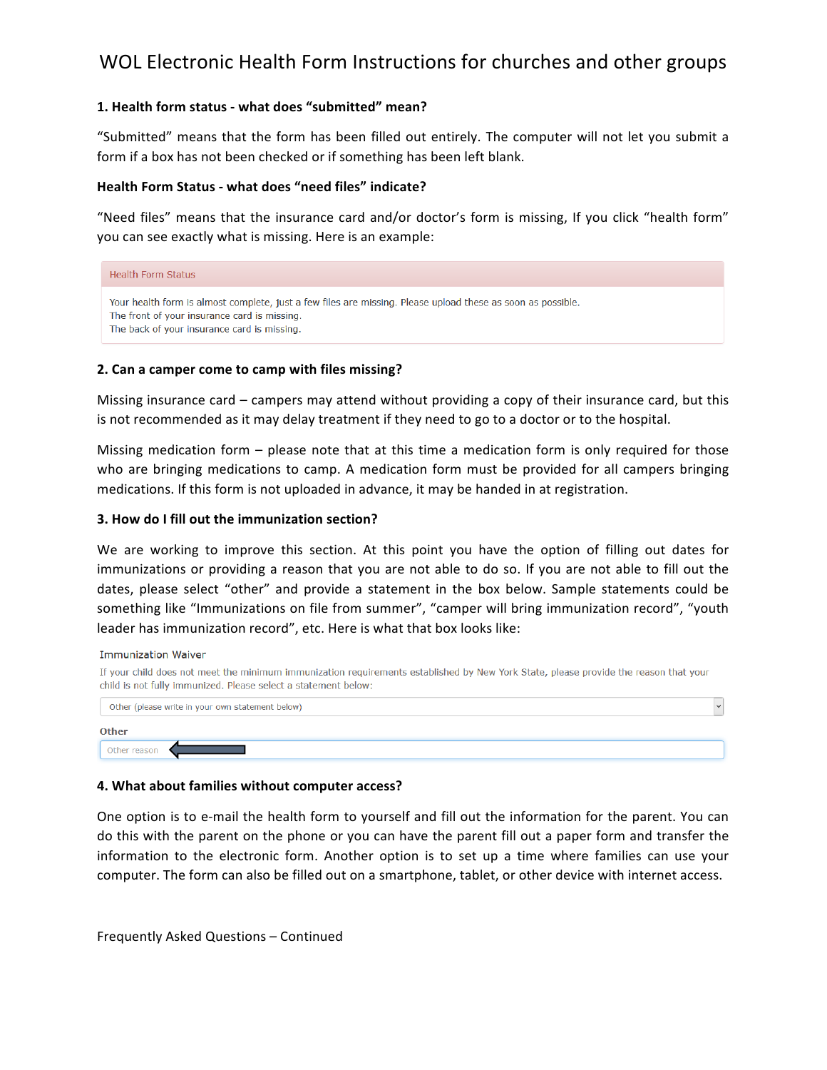# WOL Electronic Health Form Instructions for churches and other groups

### 1. Health form status - what does "submitted" mean?

"Submitted" means that the form has been filled out entirely. The computer will not let you submit a form if a box has not been checked or if something has been left blank.

### Health Form Status - what does "need files" indicate?

"Need files" means that the insurance card and/or doctor's form is missing, If you click "health form" you can see exactly what is missing. Here is an example:

> Health Form Status
>
> Your health form is almost complete, just a few files are missing. Please upload these as soon as possible.
> The front of your insurance card is missing.
> The back of your insurance card is missing.

### 2. Can a camper come to camp with files missing?

Missing insurance card – campers may attend without providing a copy of their insurance card, but this is not recommended as it may delay treatment if they need to go to a doctor or to the hospital.

Missing medication form – please note that at this time a medication form is only required for those who are bringing medications to camp. A medication form must be provided for all campers bringing medications. If this form is not uploaded in advance, it may be handed in at registration.

### 3. How do I fill out the immunization section?

We are working to improve this section. At this point you have the option of filling out dates for immunizations or providing a reason that you are not able to do so. If you are not able to fill out the dates, please select "other" and provide a statement in the box below. Sample statements could be something like "Immunizations on file from summer", "camper will bring immunization record", "youth leader has immunization record", etc. Here is what that box looks like:

> Immunization Waiver
>
> If your child does not meet the minimum immunization requirements established by New York State, please provide the reason that your child is not fully immunized. Please select a statement below:
>
> Other (please write in your own statement below)
>
> **Other**
>
> Other reason

### 4. What about families without computer access?

One option is to e-mail the health form to yourself and fill out the information for the parent. You can do this with the parent on the phone or you can have the parent fill out a paper form and transfer the information to the electronic form. Another option is to set up a time where families can use your computer. The form can also be filled out on a smartphone, tablet, or other device with internet access.

Frequently Asked Questions – Continued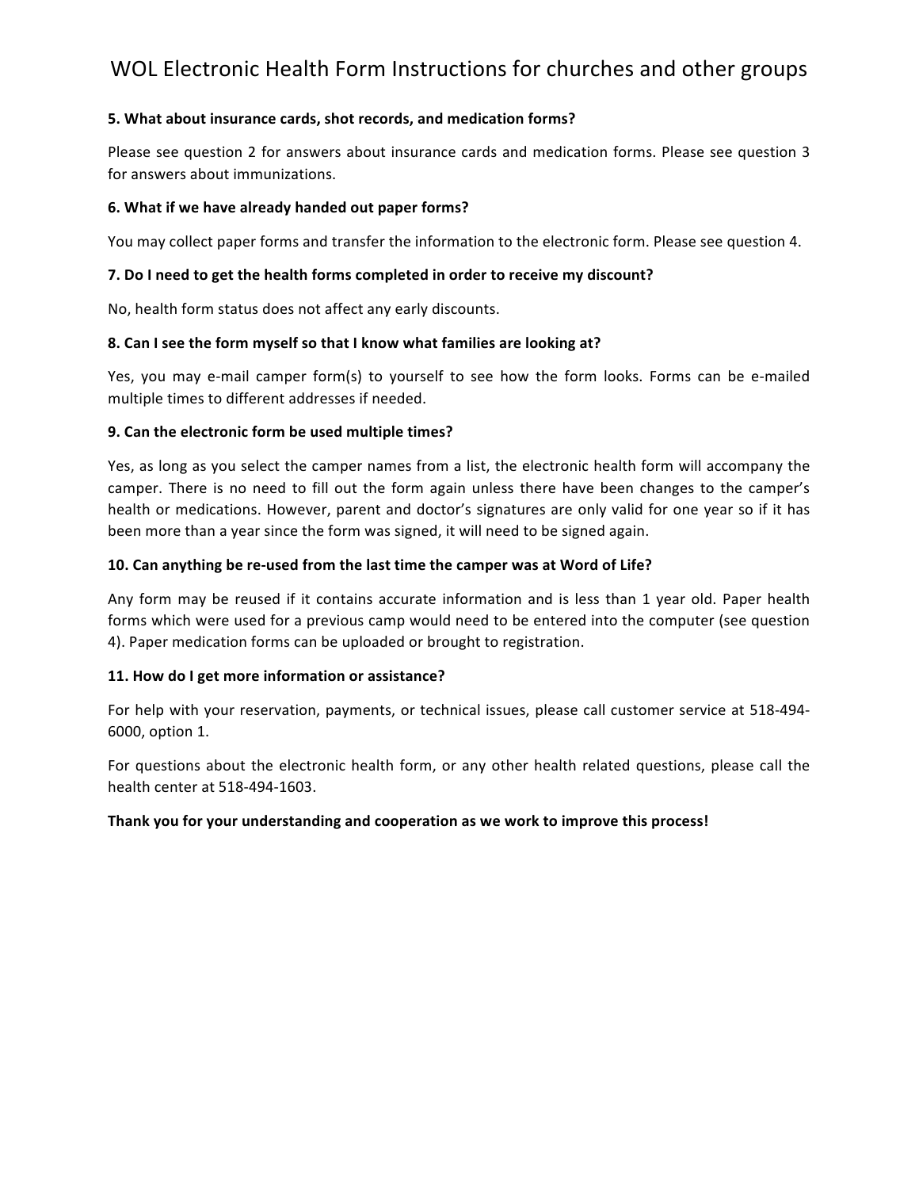**5. What about insurance cards, shot records, and medication forms?**

Please see question 2 for answers about insurance cards and medication forms. Please see question 3 for answers about immunizations.

**6. What if we have already handed out paper forms?**

You may collect paper forms and transfer the information to the electronic form. Please see question 4.

**7. Do I need to get the health forms completed in order to receive my discount?**

No, health form status does not affect any early discounts.

**8. Can I see the form myself so that I know what families are looking at?**

Yes, you may e-mail camper form(s) to yourself to see how the form looks. Forms can be e-mailed multiple times to different addresses if needed.

**9. Can the electronic form be used multiple times?**

Yes, as long as you select the camper names from a list, the electronic health form will accompany the camper. There is no need to fill out the form again unless there have been changes to the camper's health or medications. However, parent and doctor's signatures are only valid for one year so if it has been more than a year since the form was signed, it will need to be signed again.

**10. Can anything be re-used from the last time the camper was at Word of Life?**

Any form may be reused if it contains accurate information and is less than 1 year old. Paper health forms which were used for a previous camp would need to be entered into the computer (see question 4). Paper medication forms can be uploaded or brought to registration.

**11. How do I get more information or assistance?**

For help with your reservation, payments, or technical issues, please call customer service at 518-494-6000, option 1.

For questions about the electronic health form, or any other health related questions, please call the health center at 518-494-1603.

**Thank you for your understanding and cooperation as we work to improve this process!**